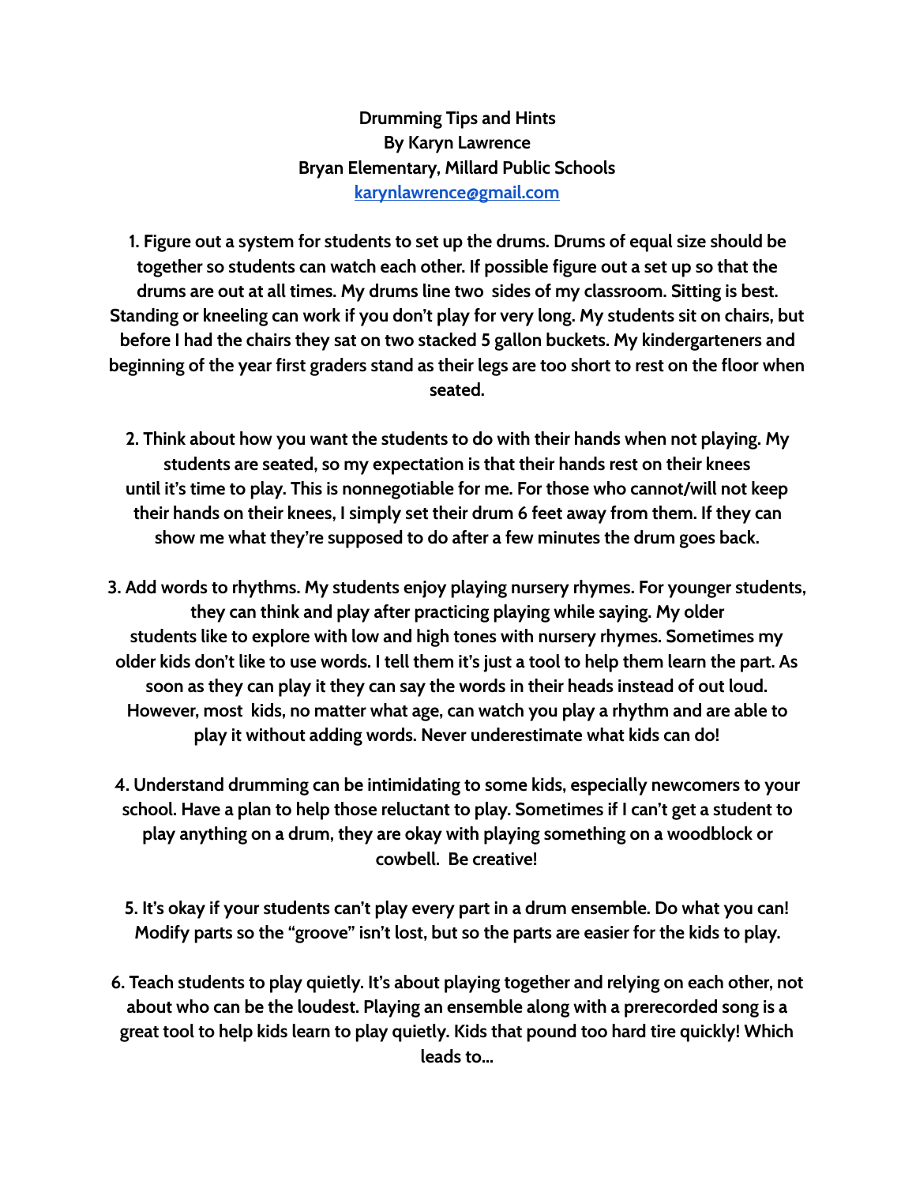**Drumming Tips and Hints**
**By Karyn Lawrence**
**Bryan Elementary, Millard Public Schools**
**[karynlawrence@gmail.com](mailto:karynlawrence@gmail.com)**

1. Figure out a system for students to set up the drums. Drums of equal size should be together so students can watch each other. If possible figure out a set up so that the drums are out at all times. My drums line two sides of my classroom. Sitting is best. Standing or kneeling can work if you don't play for very long. My students sit on chairs, but before I had the chairs they sat on two stacked 5 gallon buckets. My kindergarteners and beginning of the year first graders stand as their legs are too short to rest on the floor when seated.

2. Think about how you want the students to do with their hands when not playing. My students are seated, so my expectation is that their hands rest on their knees until it's time to play. This is nonnegotiable for me. For those who cannot/will not keep their hands on their knees, I simply set their drum 6 feet away from them. If they can show me what they're supposed to do after a few minutes the drum goes back.

3. Add words to rhythms. My students enjoy playing nursery rhymes. For younger students, they can think and play after practicing playing while saying. My older students like to explore with low and high tones with nursery rhymes. Sometimes my older kids don't like to use words. I tell them it's just a tool to help them learn the part. As soon as they can play it they can say the words in their heads instead of out loud. However, most kids, no matter what age, can watch you play a rhythm and are able to play it without adding words. Never underestimate what kids can do!

4. Understand drumming can be intimidating to some kids, especially newcomers to your school. Have a plan to help those reluctant to play. Sometimes if I can't get a student to play anything on a drum, they are okay with playing something on a woodblock or cowbell. Be creative!

5. It's okay if your students can't play every part in a drum ensemble. Do what you can! Modify parts so the "groove" isn't lost, but so the parts are easier for the kids to play.

6. Teach students to play quietly. It's about playing together and relying on each other, not about who can be the loudest. Playing an ensemble along with a prerecorded song is a great tool to help kids learn to play quietly. Kids that pound too hard tire quickly! Which leads to...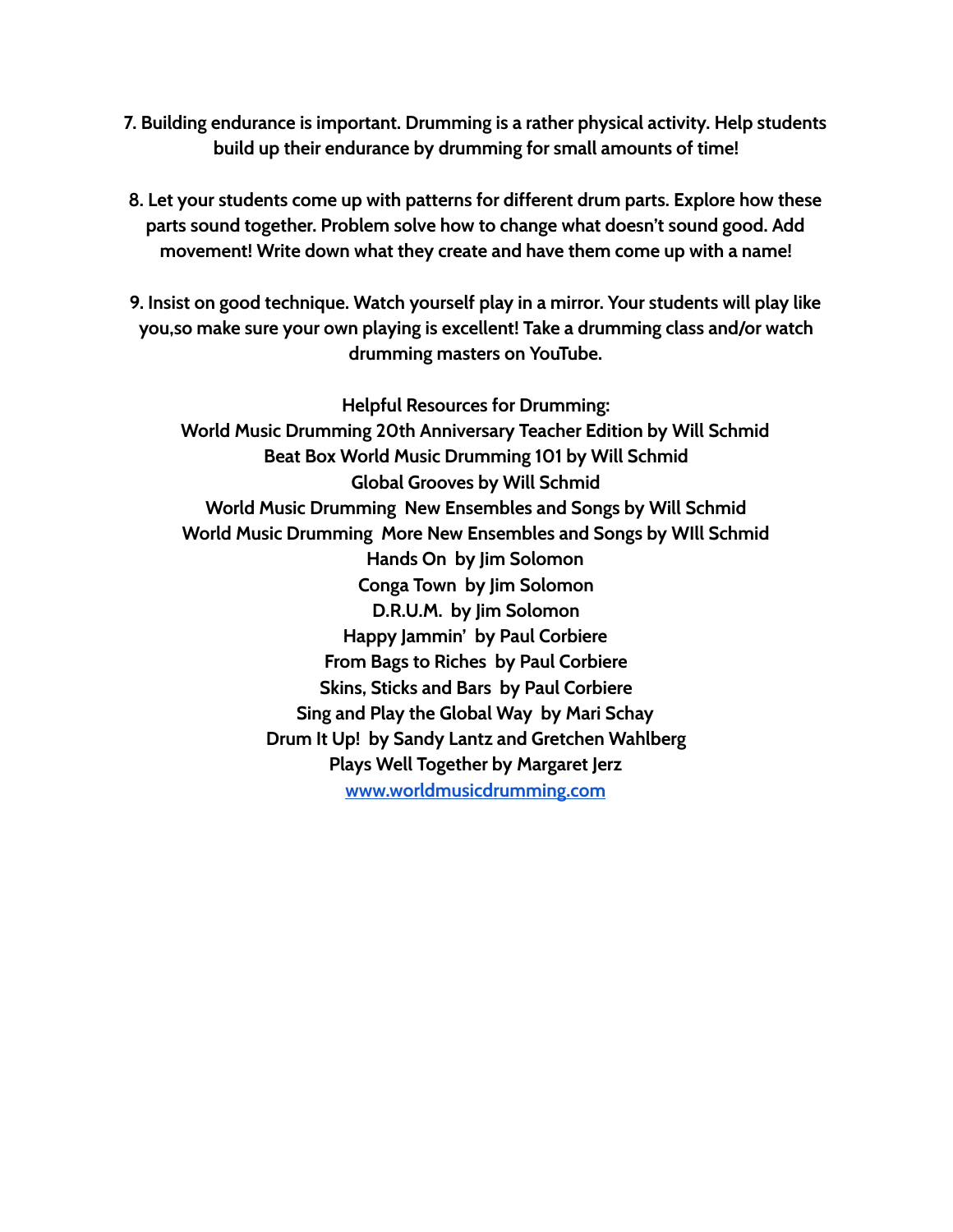**7. Building endurance is important. Drumming is a rather physical activity. Help students build up their endurance by drumming for small amounts of time!**

**8. Let your students come up with patterns for different drum parts. Explore how these parts sound together. Problem solve how to change what doesn't sound good. Add movement! Write down what they create and have them come up with a name!**

**9. Insist on good technique. Watch yourself play in a mirror. Your students will play like you,so make sure your own playing is excellent! Take a drumming class and/or watch drumming masters on YouTube.**

**Helpful Resources for Drumming:**

**World Music Drumming 20th Anniversary Teacher Edition by Will Schmid**
**Beat Box World Music Drumming 101 by Will Schmid**
**Global Grooves by Will Schmid**
**World Music Drumming New Ensembles and Songs by Will Schmid**
**World Music Drumming More New Ensembles and Songs by WIll Schmid**
**Hands On by Jim Solomon**
**Conga Town by Jim Solomon**
**D.R.U.M. by Jim Solomon**
**Happy Jammin' by Paul Corbiere**
**From Bags to Riches by Paul Corbiere**
**Skins, Sticks and Bars by Paul Corbiere**
**Sing and Play the Global Way by Mari Schay**
**Drum It Up! by Sandy Lantz and Gretchen Wahlberg**
**Plays Well Together by Margaret Jerz**
**[www.worldmusicdrumming.com](http://www.worldmusicdrumming.com)**